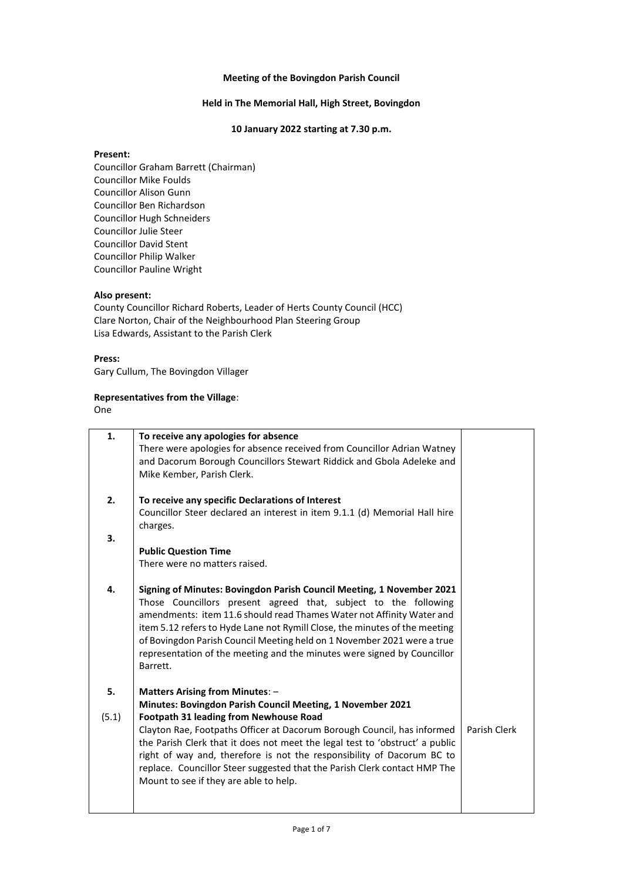**Meeting of the Bovingdon Parish Council**

**Held in The Memorial Hall, High Street, Bovingdon**

**10 January 2022 starting at 7.30 p.m.**

**Present:**
Councillor Graham Barrett (Chairman)
Councillor Mike Foulds
Councillor Alison Gunn
Councillor Ben Richardson
Councillor Hugh Schneiders
Councillor Julie Steer
Councillor David Stent
Councillor Philip Walker
Councillor Pauline Wright

**Also present:**
County Councillor Richard Roberts, Leader of Herts County Council (HCC)
Clare Norton, Chair of the Neighbourhood Plan Steering Group
Lisa Edwards, Assistant to the Parish Clerk

**Press:**
Gary Cullum, The Bovingdon Villager

**Representatives from the Village**:
One

| | | |
|---|---|---|
| **1.** | **To receive any apologies for absence**<br>There were apologies for absence received from Councillor Adrian Watney and Dacorum Borough Councillors Stewart Riddick and Gbola Adeleke and Mike Kember, Parish Clerk. | |
| **2.** | **To receive any specific Declarations of Interest**<br>Councillor Steer declared an interest in item 9.1.1 (d) Memorial Hall hire charges. | |
| **3.** | **Public Question Time**<br>There were no matters raised. | |
| **4.** | **Signing of Minutes: Bovingdon Parish Council Meeting, 1 November 2021**<br>Those Councillors present agreed that, subject to the following amendments: item 11.6 should read Thames Water not Affinity Water and item 5.12 refers to Hyde Lane not Rymill Close, the minutes of the meeting of Bovingdon Parish Council Meeting held on 1 November 2021 were a true representation of the meeting and the minutes were signed by Councillor Barrett. | |
| **5.** | **Matters Arising from Minutes**: –<br>**Minutes: Bovingdon Parish Council Meeting, 1 November 2021** | |
| (5.1) | **Footpath 31 leading from Newhouse Road**<br>Clayton Rae, Footpaths Officer at Dacorum Borough Council, has informed the Parish Clerk that it does not meet the legal test to 'obstruct' a public right of way and, therefore is not the responsibility of Dacorum BC to replace. Councillor Steer suggested that the Parish Clerk contact HMP The Mount to see if they are able to help. | Parish Clerk |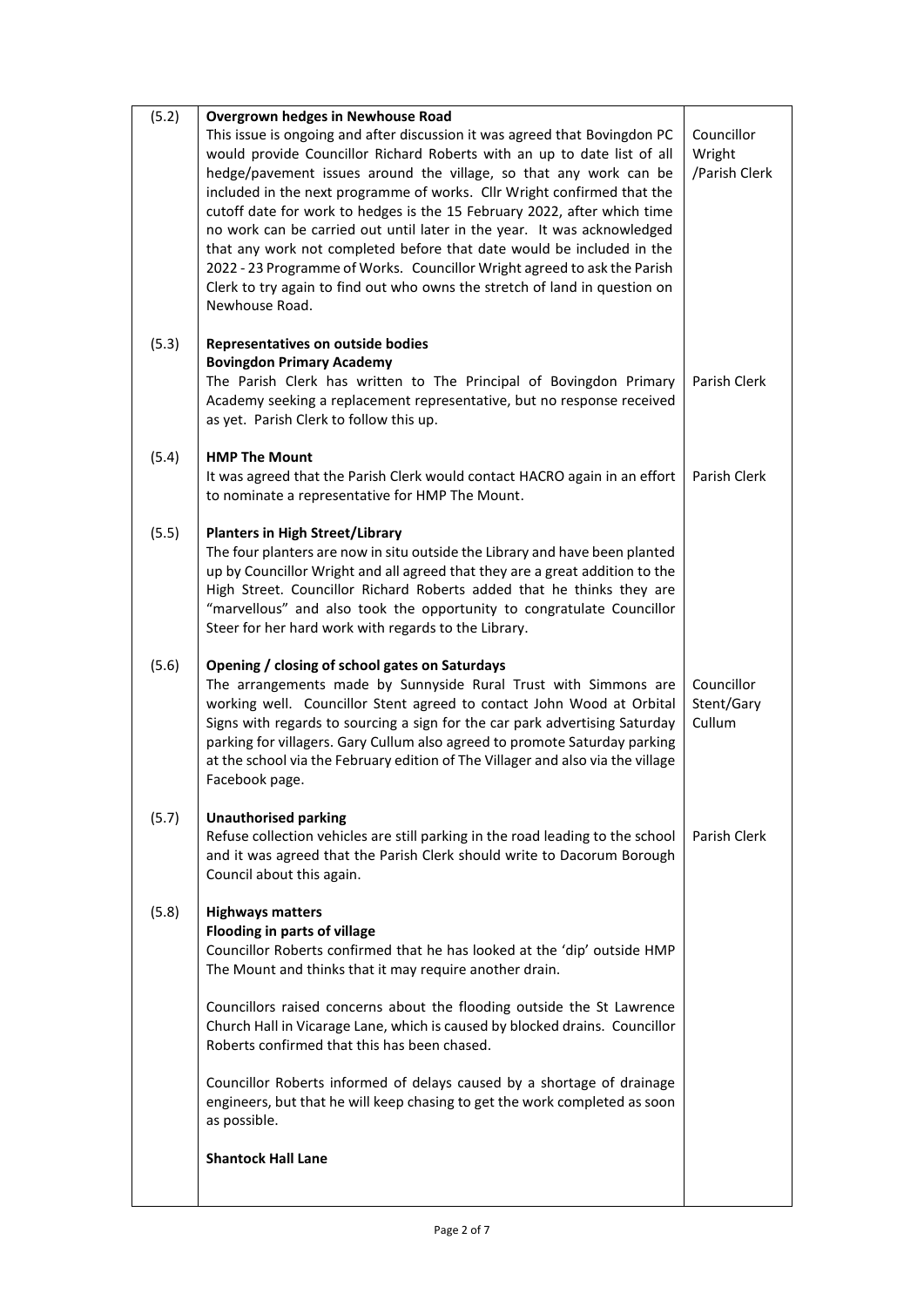| | | |
|---|---|---|
| (5.2) | **Overgrown hedges in Newhouse Road**<br>This issue is ongoing and after discussion it was agreed that Bovingdon PC would provide Councillor Richard Roberts with an up to date list of all hedge/pavement issues around the village, so that any work can be included in the next programme of works. Cllr Wright confirmed that the cutoff date for work to hedges is the 15 February 2022, after which time no work can be carried out until later in the year. It was acknowledged that any work not completed before that date would be included in the 2022 - 23 Programme of Works. Councillor Wright agreed to ask the Parish Clerk to try again to find out who owns the stretch of land in question on Newhouse Road. | Councillor Wright /Parish Clerk |
| (5.3) | **Representatives on outside bodies**<br>**Bovingdon Primary Academy**<br>The Parish Clerk has written to The Principal of Bovingdon Primary Academy seeking a replacement representative, but no response received as yet. Parish Clerk to follow this up. | Parish Clerk |
| (5.4) | **HMP The Mount**<br>It was agreed that the Parish Clerk would contact HACRO again in an effort to nominate a representative for HMP The Mount. | Parish Clerk |
| (5.5) | **Planters in High Street/Library**<br>The four planters are now in situ outside the Library and have been planted up by Councillor Wright and all agreed that they are a great addition to the High Street. Councillor Richard Roberts added that he thinks they are "marvellous" and also took the opportunity to congratulate Councillor Steer for her hard work with regards to the Library. | |
| (5.6) | **Opening / closing of school gates on Saturdays**<br>The arrangements made by Sunnyside Rural Trust with Simmons are working well. Councillor Stent agreed to contact John Wood at Orbital Signs with regards to sourcing a sign for the car park advertising Saturday parking for villagers. Gary Cullum also agreed to promote Saturday parking at the school via the February edition of The Villager and also via the village Facebook page. | Councillor Stent/Gary Cullum |
| (5.7) | **Unauthorised parking**<br>Refuse collection vehicles are still parking in the road leading to the school and it was agreed that the Parish Clerk should write to Dacorum Borough Council about this again. | Parish Clerk |
| (5.8) | **Highways matters**<br>**Flooding in parts of village**<br>Councillor Roberts confirmed that he has looked at the 'dip' outside HMP The Mount and thinks that it may require another drain.<br><br>Councillors raised concerns about the flooding outside the St Lawrence Church Hall in Vicarage Lane, which is caused by blocked drains. Councillor Roberts confirmed that this has been chased.<br><br>Councillor Roberts informed of delays caused by a shortage of drainage engineers, but that he will keep chasing to get the work completed as soon as possible.<br><br>**Shantock Hall Lane** | |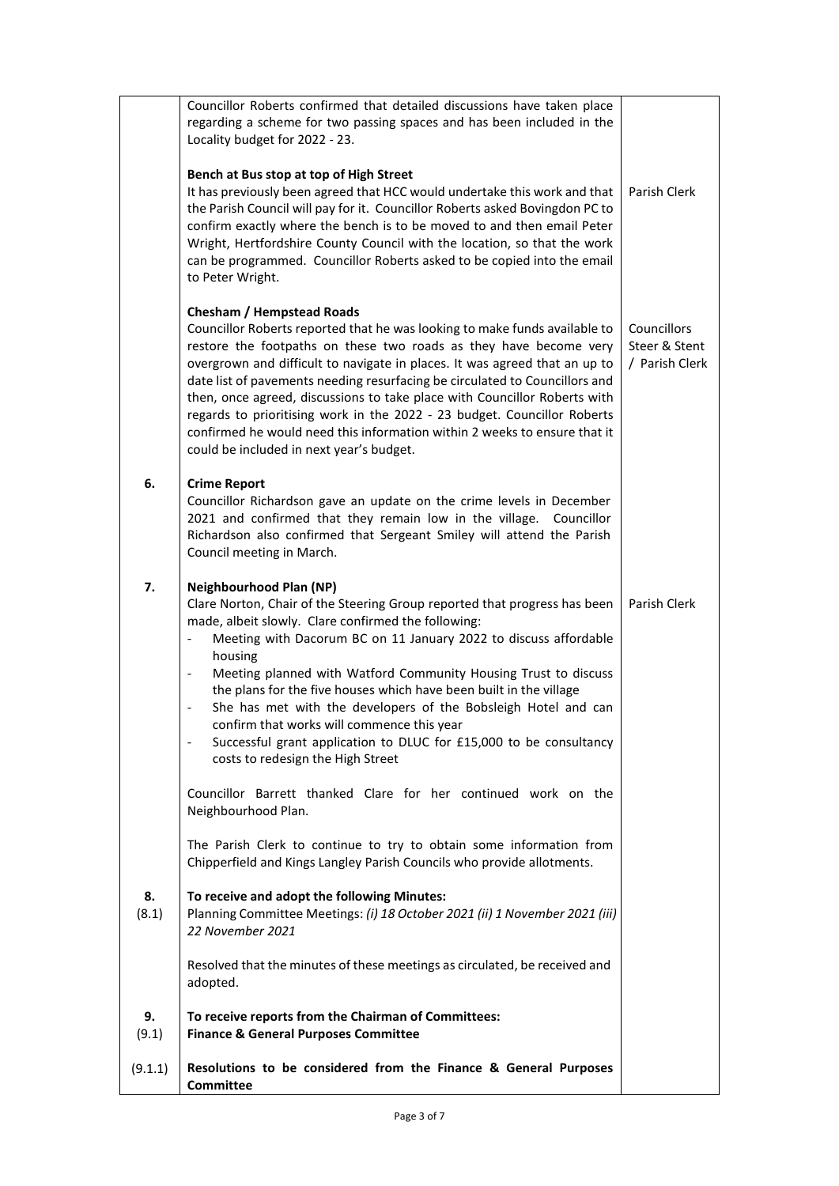| | | |
|---|---|---|
| | Councillor Roberts confirmed that detailed discussions have taken place regarding a scheme for two passing spaces and has been included in the Locality budget for 2022 - 23. | |
| | **Bench at Bus stop at top of High Street**<br>It has previously been agreed that HCC would undertake this work and that the Parish Council will pay for it. Councillor Roberts asked Bovingdon PC to confirm exactly where the bench is to be moved to and then email Peter Wright, Hertfordshire County Council with the location, so that the work can be programmed. Councillor Roberts asked to be copied into the email to Peter Wright. | Parish Clerk |
| | **Chesham / Hempstead Roads**<br>Councillor Roberts reported that he was looking to make funds available to restore the footpaths on these two roads as they have become very overgrown and difficult to navigate in places. It was agreed that an up to date list of pavements needing resurfacing be circulated to Councillors and then, once agreed, discussions to take place with Councillor Roberts with regards to prioritising work in the 2022 - 23 budget. Councillor Roberts confirmed he would need this information within 2 weeks to ensure that it could be included in next year's budget. | Councillors Steer & Stent / Parish Clerk |
| **6.** | **Crime Report**<br>Councillor Richardson gave an update on the crime levels in December 2021 and confirmed that they remain low in the village. Councillor Richardson also confirmed that Sergeant Smiley will attend the Parish Council meeting in March. | |
| **7.** | **Neighbourhood Plan (NP)**<br>Clare Norton, Chair of the Steering Group reported that progress has been made, albeit slowly. Clare confirmed the following:<br>- Meeting with Dacorum BC on 11 January 2022 to discuss affordable housing<br>- Meeting planned with Watford Community Housing Trust to discuss the plans for the five houses which have been built in the village<br>- She has met with the developers of the Bobsleigh Hotel and can confirm that works will commence this year<br>- Successful grant application to DLUC for £15,000 to be consultancy costs to redesign the High Street<br><br>Councillor Barrett thanked Clare for her continued work on the Neighbourhood Plan.<br><br>The Parish Clerk to continue to try to obtain some information from Chipperfield and Kings Langley Parish Councils who provide allotments. | Parish Clerk |
| **8.**<br>(8.1) | **To receive and adopt the following Minutes:**<br>Planning Committee Meetings: *(i) 18 October 2021 (ii) 1 November 2021 (iii) 22 November 2021*<br><br>Resolved that the minutes of these meetings as circulated, be received and adopted. | |
| **9.**<br>(9.1) | **To receive reports from the Chairman of Committees:**<br>**Finance & General Purposes Committee** | |
| (9.1.1) | **Resolutions to be considered from the Finance & General Purposes Committee** | |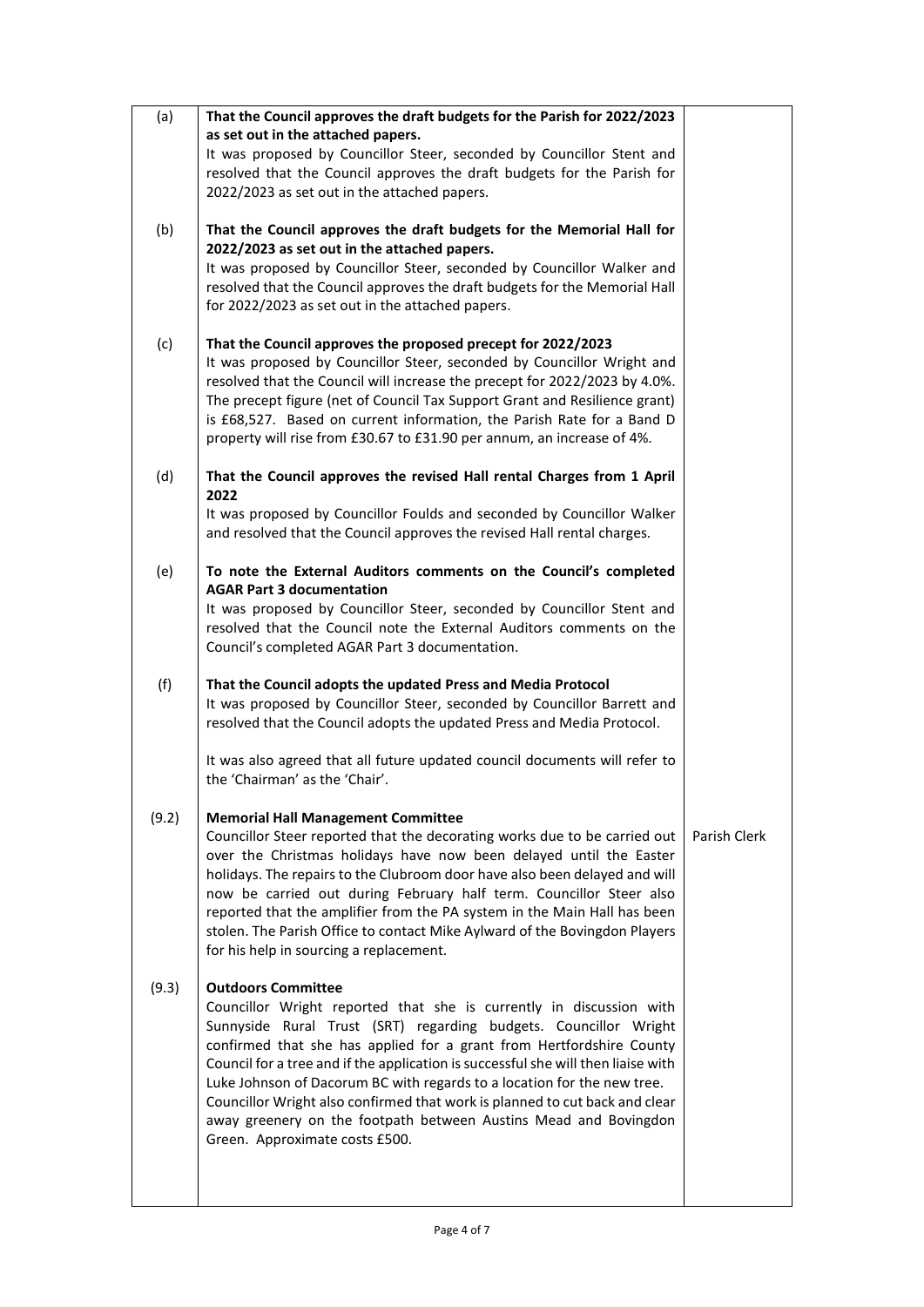| | | |
|---|---|---|
| (a) | **That the Council approves the draft budgets for the Parish for 2022/2023 as set out in the attached papers.**<br>It was proposed by Councillor Steer, seconded by Councillor Stent and resolved that the Council approves the draft budgets for the Parish for 2022/2023 as set out in the attached papers. | |
| (b) | **That the Council approves the draft budgets for the Memorial Hall for 2022/2023 as set out in the attached papers.**<br>It was proposed by Councillor Steer, seconded by Councillor Walker and resolved that the Council approves the draft budgets for the Memorial Hall for 2022/2023 as set out in the attached papers. | |
| (c) | **That the Council approves the proposed precept for 2022/2023**<br>It was proposed by Councillor Steer, seconded by Councillor Wright and resolved that the Council will increase the precept for 2022/2023 by 4.0%. The precept figure (net of Council Tax Support Grant and Resilience grant) is £68,527. Based on current information, the Parish Rate for a Band D property will rise from £30.67 to £31.90 per annum, an increase of 4%. | |
| (d) | **That the Council approves the revised Hall rental Charges from 1 April 2022**<br>It was proposed by Councillor Foulds and seconded by Councillor Walker and resolved that the Council approves the revised Hall rental charges. | |
| (e) | **To note the External Auditors comments on the Council's completed AGAR Part 3 documentation**<br>It was proposed by Councillor Steer, seconded by Councillor Stent and resolved that the Council note the External Auditors comments on the Council's completed AGAR Part 3 documentation. | |
| (f) | **That the Council adopts the updated Press and Media Protocol**<br>It was proposed by Councillor Steer, seconded by Councillor Barrett and resolved that the Council adopts the updated Press and Media Protocol.<br><br>It was also agreed that all future updated council documents will refer to the 'Chairman' as the 'Chair'. | |
| (9.2) | **Memorial Hall Management Committee**<br>Councillor Steer reported that the decorating works due to be carried out over the Christmas holidays have now been delayed until the Easter holidays. The repairs to the Clubroom door have also been delayed and will now be carried out during February half term. Councillor Steer also reported that the amplifier from the PA system in the Main Hall has been stolen. The Parish Office to contact Mike Aylward of the Bovingdon Players for his help in sourcing a replacement. | Parish Clerk |
| (9.3) | **Outdoors Committee**<br>Councillor Wright reported that she is currently in discussion with Sunnyside Rural Trust (SRT) regarding budgets. Councillor Wright confirmed that she has applied for a grant from Hertfordshire County Council for a tree and if the application is successful she will then liaise with Luke Johnson of Dacorum BC with regards to a location for the new tree.<br>Councillor Wright also confirmed that work is planned to cut back and clear away greenery on the footpath between Austins Mead and Bovingdon Green. Approximate costs £500. | |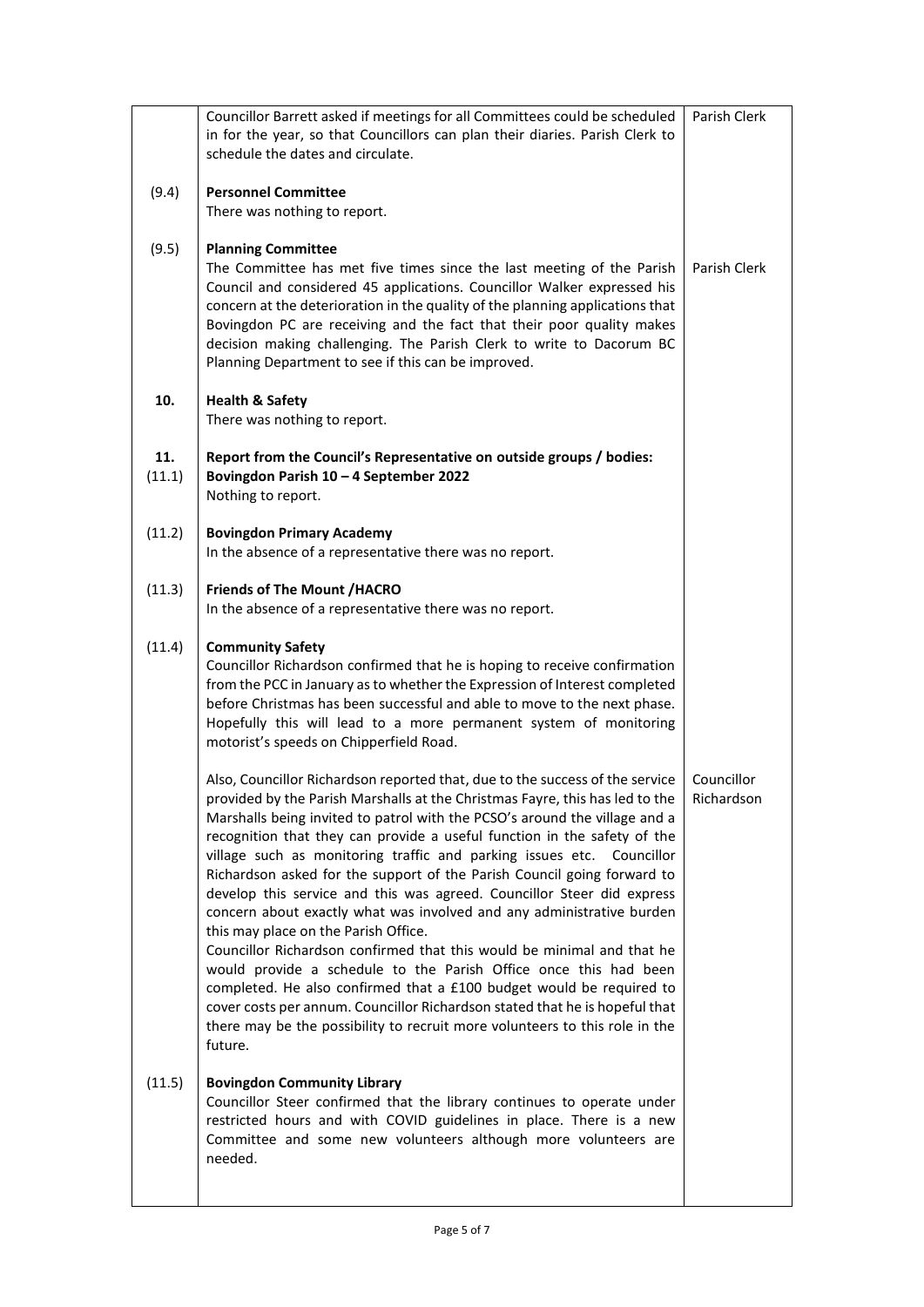| | | |
|---|---|---|
| | Councillor Barrett asked if meetings for all Committees could be scheduled in for the year, so that Councillors can plan their diaries. Parish Clerk to schedule the dates and circulate. | Parish Clerk |
| (9.4) | **Personnel Committee**<br>There was nothing to report. | |
| (9.5) | **Planning Committee**<br>The Committee has met five times since the last meeting of the Parish Council and considered 45 applications. Councillor Walker expressed his concern at the deterioration in the quality of the planning applications that Bovingdon PC are receiving and the fact that their poor quality makes decision making challenging. The Parish Clerk to write to Dacorum BC Planning Department to see if this can be improved. | Parish Clerk |
| **10.** | **Health & Safety**<br>There was nothing to report. | |
| **11.**<br>(11.1) | **Report from the Council's Representative on outside groups / bodies:**<br>**Bovingdon Parish 10 – 4 September 2022**<br>Nothing to report. | |
| (11.2) | **Bovingdon Primary Academy**<br>In the absence of a representative there was no report. | |
| (11.3) | **Friends of The Mount /HACRO**<br>In the absence of a representative there was no report. | |
| (11.4) | **Community Safety**<br>Councillor Richardson confirmed that he is hoping to receive confirmation from the PCC in January as to whether the Expression of Interest completed before Christmas has been successful and able to move to the next phase. Hopefully this will lead to a more permanent system of monitoring motorist's speeds on Chipperfield Road. | |
| | Also, Councillor Richardson reported that, due to the success of the service provided by the Parish Marshalls at the Christmas Fayre, this has led to the Marshalls being invited to patrol with the PCSO's around the village and a recognition that they can provide a useful function in the safety of the village such as monitoring traffic and parking issues etc. Councillor Richardson asked for the support of the Parish Council going forward to develop this service and this was agreed. Councillor Steer did express concern about exactly what was involved and any administrative burden this may place on the Parish Office.<br>Councillor Richardson confirmed that this would be minimal and that he would provide a schedule to the Parish Office once this had been completed. He also confirmed that a £100 budget would be required to cover costs per annum. Councillor Richardson stated that he is hopeful that there may be the possibility to recruit more volunteers to this role in the future. | Councillor Richardson |
| (11.5) | **Bovingdon Community Library**<br>Councillor Steer confirmed that the library continues to operate under restricted hours and with COVID guidelines in place. There is a new Committee and some new volunteers although more volunteers are needed. | |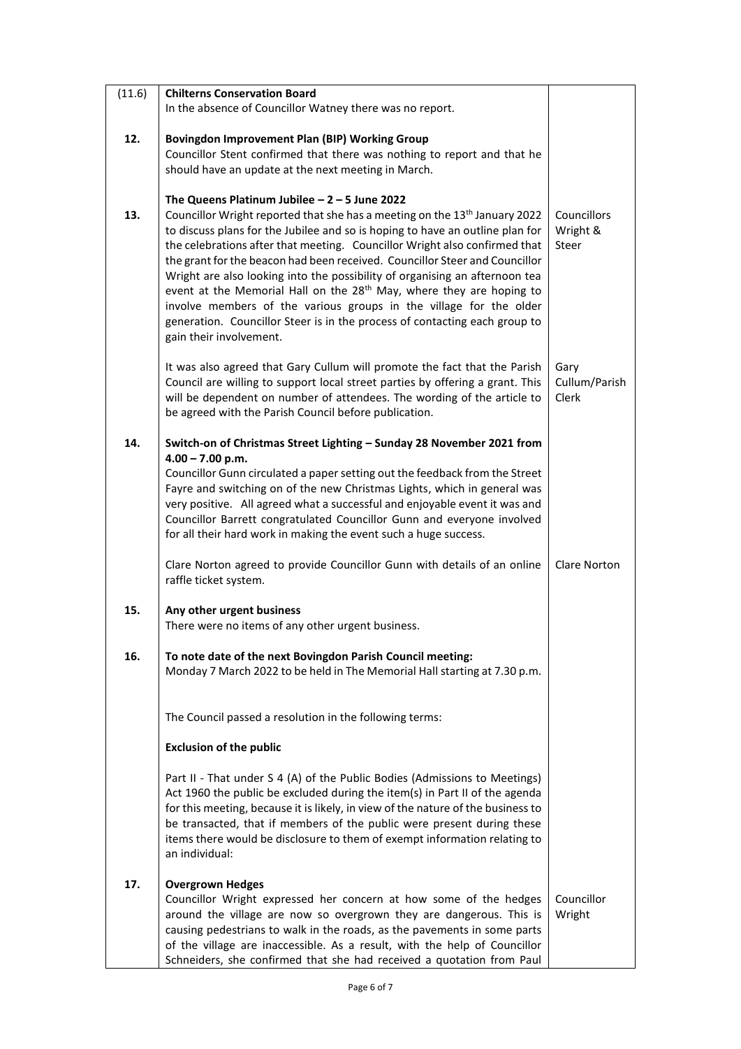| | | |
|---|---|---|
| (11.6) | **Chilterns Conservation Board**<br>In the absence of Councillor Watney there was no report. | |
| **12.** | **Bovingdon Improvement Plan (BIP) Working Group**<br>Councillor Stent confirmed that there was nothing to report and that he should have an update at the next meeting in March. | |
| **13.** | **The Queens Platinum Jubilee – 2 – 5 June 2022**<br>Councillor Wright reported that she has a meeting on the 13th January 2022 to discuss plans for the Jubilee and so is hoping to have an outline plan for the celebrations after that meeting. Councillor Wright also confirmed that the grant for the beacon had been received. Councillor Steer and Councillor Wright are also looking into the possibility of organising an afternoon tea event at the Memorial Hall on the 28th May, where they are hoping to involve members of the various groups in the village for the older generation. Councillor Steer is in the process of contacting each group to gain their involvement. | Councillors Wright & Steer |
| | It was also agreed that Gary Cullum will promote the fact that the Parish Council are willing to support local street parties by offering a grant. This will be dependent on number of attendees. The wording of the article to be agreed with the Parish Council before publication. | Gary Cullum/Parish Clerk |
| **14.** | **Switch-on of Christmas Street Lighting – Sunday 28 November 2021 from 4.00 – 7.00 p.m.**<br>Councillor Gunn circulated a paper setting out the feedback from the Street Fayre and switching on of the new Christmas Lights, which in general was very positive. All agreed what a successful and enjoyable event it was and Councillor Barrett congratulated Councillor Gunn and everyone involved for all their hard work in making the event such a huge success. | |
| | Clare Norton agreed to provide Councillor Gunn with details of an online raffle ticket system. | Clare Norton |
| **15.** | **Any other urgent business**<br>There were no items of any other urgent business. | |
| **16.** | **To note date of the next Bovingdon Parish Council meeting:**<br>Monday 7 March 2022 to be held in The Memorial Hall starting at 7.30 p.m. | |
| | The Council passed a resolution in the following terms:<br><br>**Exclusion of the public**<br><br>Part II - That under S 4 (A) of the Public Bodies (Admissions to Meetings) Act 1960 the public be excluded during the item(s) in Part II of the agenda for this meeting, because it is likely, in view of the nature of the business to be transacted, that if members of the public were present during these items there would be disclosure to them of exempt information relating to an individual: | |
| **17.** | **Overgrown Hedges**<br>Councillor Wright expressed her concern at how some of the hedges around the village are now so overgrown they are dangerous. This is causing pedestrians to walk in the roads, as the pavements in some parts of the village are inaccessible. As a result, with the help of Councillor Schneiders, she confirmed that she had received a quotation from Paul | Councillor Wright |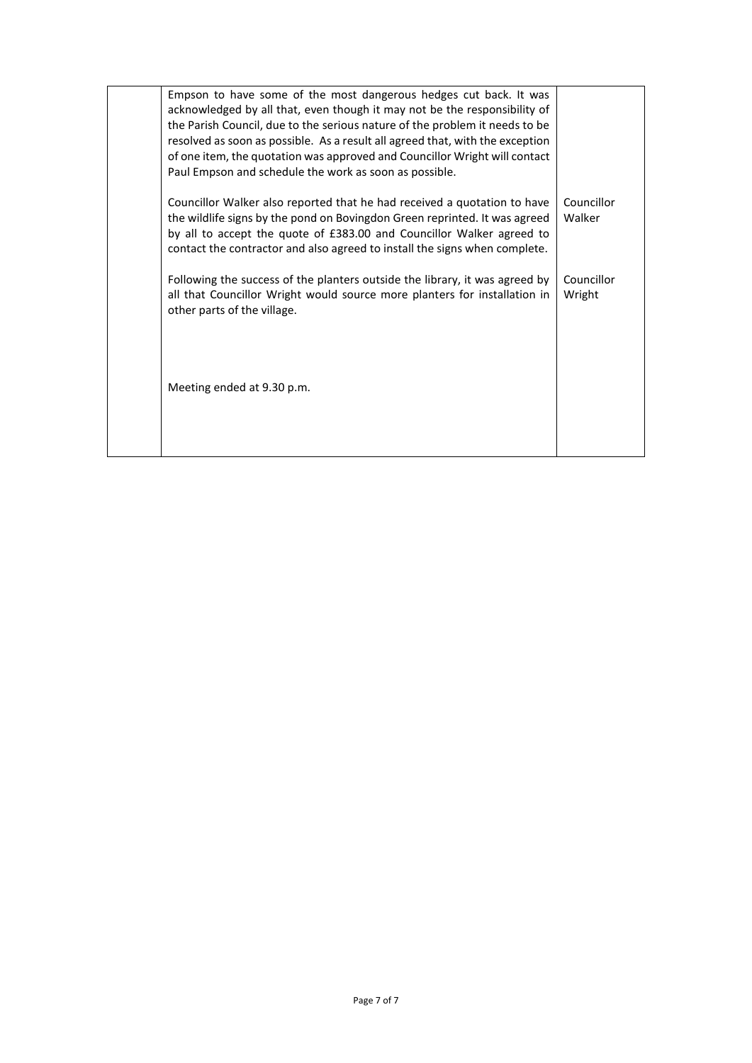| | | |
|---|---|---|
| | Empson to have some of the most dangerous hedges cut back. It was acknowledged by all that, even though it may not be the responsibility of the Parish Council, due to the serious nature of the problem it needs to be resolved as soon as possible. As a result all agreed that, with the exception of one item, the quotation was approved and Councillor Wright will contact Paul Empson and schedule the work as soon as possible. | |
| | Councillor Walker also reported that he had received a quotation to have the wildlife signs by the pond on Bovingdon Green reprinted. It was agreed by all to accept the quote of £383.00 and Councillor Walker agreed to contact the contractor and also agreed to install the signs when complete. | Councillor Walker |
| | Following the success of the planters outside the library, it was agreed by all that Councillor Wright would source more planters for installation in other parts of the village. | Councillor Wright |
| | Meeting ended at 9.30 p.m. | |